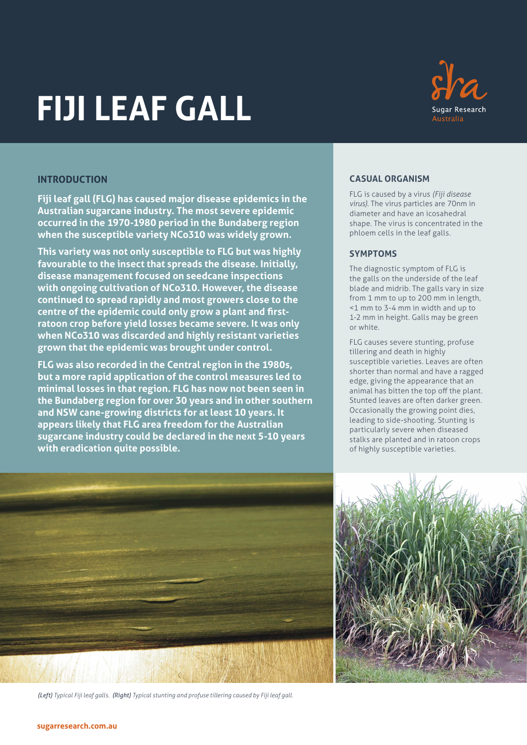# FIJI LEAF GALL

## INTRODUCTION

**Fiji leaf gall (FLG) has caused major disease epidemics in the Australian sugarcane industry. The most severe epidemic occurred in the 1970-1980 period in the Bundaberg region when the susceptible variety NCo310 was widely grown.**

**This variety was not only susceptible to FLG but was highly favourable to the insect that spreads the disease. Initially, disease management focused on seedcane inspections with ongoing cultivation of NCo310. However, the disease continued to spread rapidly and most growers close to the centre of the epidemic could only grow a plant and first-ratoon crop before yield losses became severe. It was only when NCo310 was discarded and highly resistant varieties grown that the epidemic was brought under control.**

**FLG was also recorded in the Central region in the 1980s, but a more rapid application of the control measures led to minimal losses in that region. FLG has now not been seen in the Bundaberg region for over 30 years and in other southern and NSW cane-growing districts for at least 10 years. It appears likely that FLG area freedom for the Australian sugarcane industry could be declared in the next 5-10 years with eradication quite possible.**

## CASUAL ORGANISM

FLG is caused by a virus *(Fiji disease virus).* The virus particles are 70nm in diameter and have an icosahedral shape. The virus is concentrated in the phloem cells in the leaf galls.

## SYMPTOMS

The diagnostic symptom of FLG is the galls on the underside of the leaf blade and midrib. The galls vary in size from 1 mm to up to 200 mm in length, <1 mm to 3-4 mm in width and up to 1-2 mm in height. Galls may be green or white.

FLG causes severe stunting, profuse tillering and death in highly susceptible varieties. Leaves are often shorter than normal and have a ragged edge, giving the appearance that an animal has bitten the top off the plant. Stunted leaves are often darker green. Occasionally the growing point dies, leading to side-shooting. Stunting is particularly severe when diseased stalks are planted and in ratoon crops of highly susceptible varieties.

*(Left) Typical Fiji leaf galls. (Right) Typical stunting and profuse tillering caused by Fiji leaf gall.*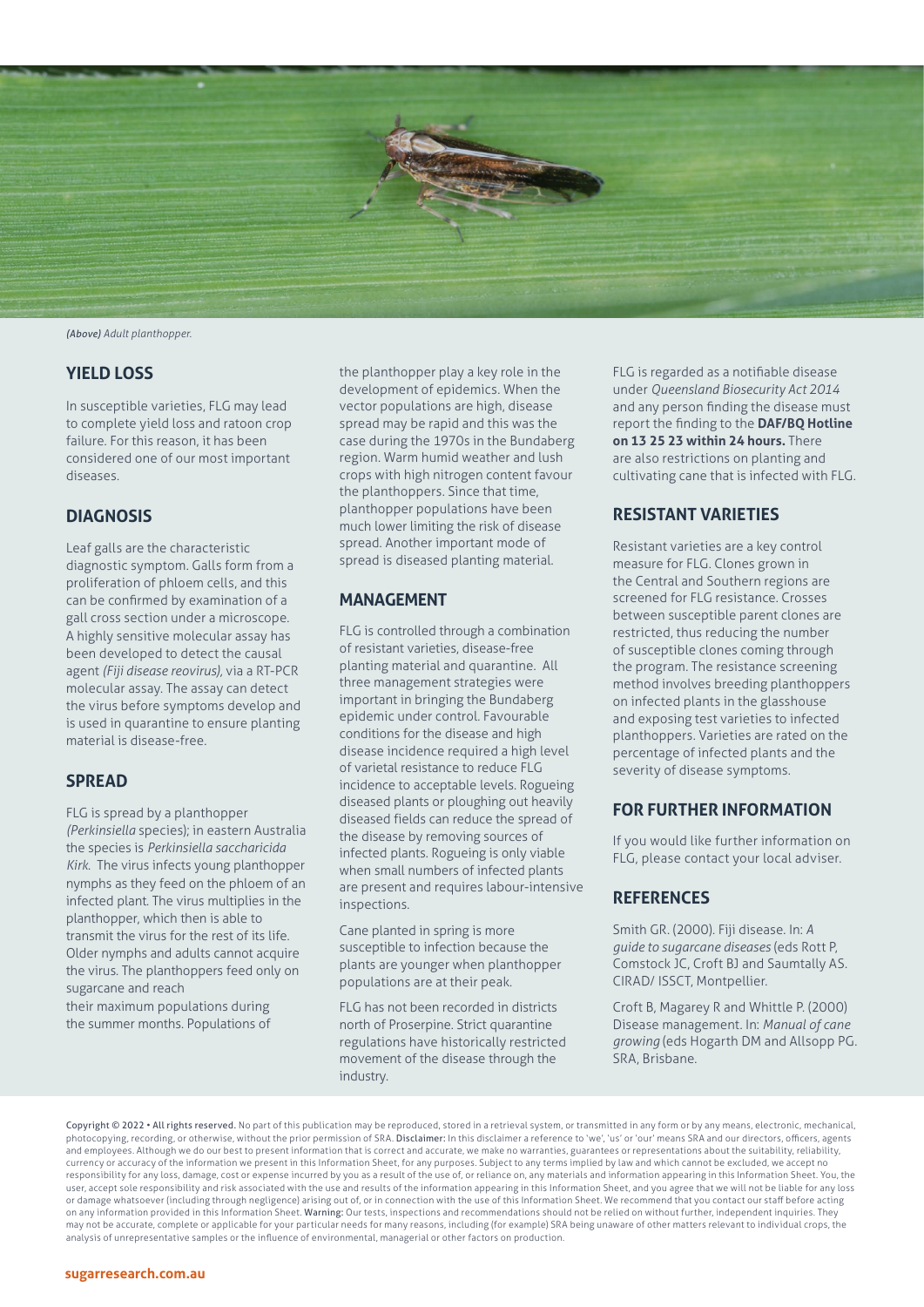*(Above)* *Adult planthopper.*

## YIELD LOSS

In susceptible varieties, FLG may lead to complete yield loss and ratoon crop failure. For this reason, it has been considered one of our most important diseases.

## DIAGNOSIS

Leaf galls are the characteristic diagnostic symptom. Galls form from a proliferation of phloem cells, and this can be confirmed by examination of a gall cross section under a microscope. A highly sensitive molecular assay has been developed to detect the causal agent *(Fiji disease reovirus)*, via a RT-PCR molecular assay. The assay can detect the virus before symptoms develop and is used in quarantine to ensure planting material is disease-free.

## SPREAD

FLG is spread by a planthopper *(Perkinsiella* species); in eastern Australia the species is *Perkinsiella saccharicida Kirk*. The virus infects young planthopper nymphs as they feed on the phloem of an infected plant. The virus multiplies in the planthopper, which then is able to transmit the virus for the rest of its life. Older nymphs and adults cannot acquire the virus. The planthoppers feed only on sugarcane and reach their maximum populations during the summer months. Populations of the planthopper play a key role in the development of epidemics. When the vector populations are high, disease spread may be rapid and this was the case during the 1970s in the Bundaberg region. Warm humid weather and lush crops with high nitrogen content favour the planthoppers. Since that time, planthopper populations have been much lower limiting the risk of disease spread. Another important mode of spread is diseased planting material.

## MANAGEMENT

FLG is controlled through a combination of resistant varieties, disease-free planting material and quarantine. All three management strategies were important in bringing the Bundaberg epidemic under control. Favourable conditions for the disease and high disease incidence required a high level of varietal resistance to reduce FLG incidence to acceptable levels. Rogueing diseased plants or ploughing out heavily diseased fields can reduce the spread of the disease by removing sources of infected plants. Rogueing is only viable when small numbers of infected plants are present and requires labour-intensive inspections.

Cane planted in spring is more susceptible to infection because the plants are younger when planthopper populations are at their peak.

FLG has not been recorded in districts north of Proserpine. Strict quarantine regulations have historically restricted movement of the disease through the industry.

FLG is regarded as a notifiable disease under *Queensland Biosecurity Act 2014* and any person finding the disease must report the finding to the **DAF/BQ Hotline on 13 25 23 within 24 hours.** There are also restrictions on planting and cultivating cane that is infected with FLG.

## RESISTANT VARIETIES

Resistant varieties are a key control measure for FLG. Clones grown in the Central and Southern regions are screened for FLG resistance. Crosses between susceptible parent clones are restricted, thus reducing the number of susceptible clones coming through the program. The resistance screening method involves breeding planthoppers on infected plants in the glasshouse and exposing test varieties to infected planthoppers. Varieties are rated on the percentage of infected plants and the severity of disease symptoms.

## FOR FURTHER INFORMATION

If you would like further information on FLG, please contact your local adviser.

## REFERENCES

Smith GR. (2000). Fiji disease. In: *A guide to sugarcane diseases* (eds Rott P, Comstock JC, Croft BJ and Saumtally AS. CIRAD/ ISSCT, Montpellier.

Croft B, Magarey R and Whittle P. (2000) Disease management. In: *Manual of cane growing* (eds Hogarth DM and Allsopp PG. SRA, Brisbane.

**Copyright © 2022 • All rights reserved.** No part of this publication may be reproduced, stored in a retrieval system, or transmitted in any form or by any means, electronic, mechanical, photocopying, recording, or otherwise, without the prior permission of SRA. **Disclaimer:** In this disclaimer a reference to 'we', 'us' or 'our' means SRA and our directors, officers, agents and employees. Although we do our best to present information that is correct and accurate, we make no warranties, guarantees or representations about the suitability, reliability, currency or accuracy of the information we present in this Information Sheet, for any purposes. Subject to any terms implied by law and which cannot be excluded, we accept no responsibility for any loss, damage, cost or expense incurred by you as a result of the use of, or reliance on, any materials and information appearing in this Information Sheet. You, the user, accept sole responsibility and risk associated with the use and results of the information appearing in this Information Sheet, and you agree that we will not be liable for any loss or damage whatsoever (including through negligence) arising out of, or in connection with the use of this Information Sheet. We recommend that you contact our staff before acting on any information provided in this Information Sheet. **Warning:** Our tests, inspections and recommendations should not be relied on without further, independent inquiries. They may not be accurate, complete or applicable for your particular needs for many reasons, including (for example) SRA being unaware of other matters relevant to individual crops, the analysis of unrepresentative samples or the influence of environmental, managerial or other factors on production.

**sugarresearch.com.au**